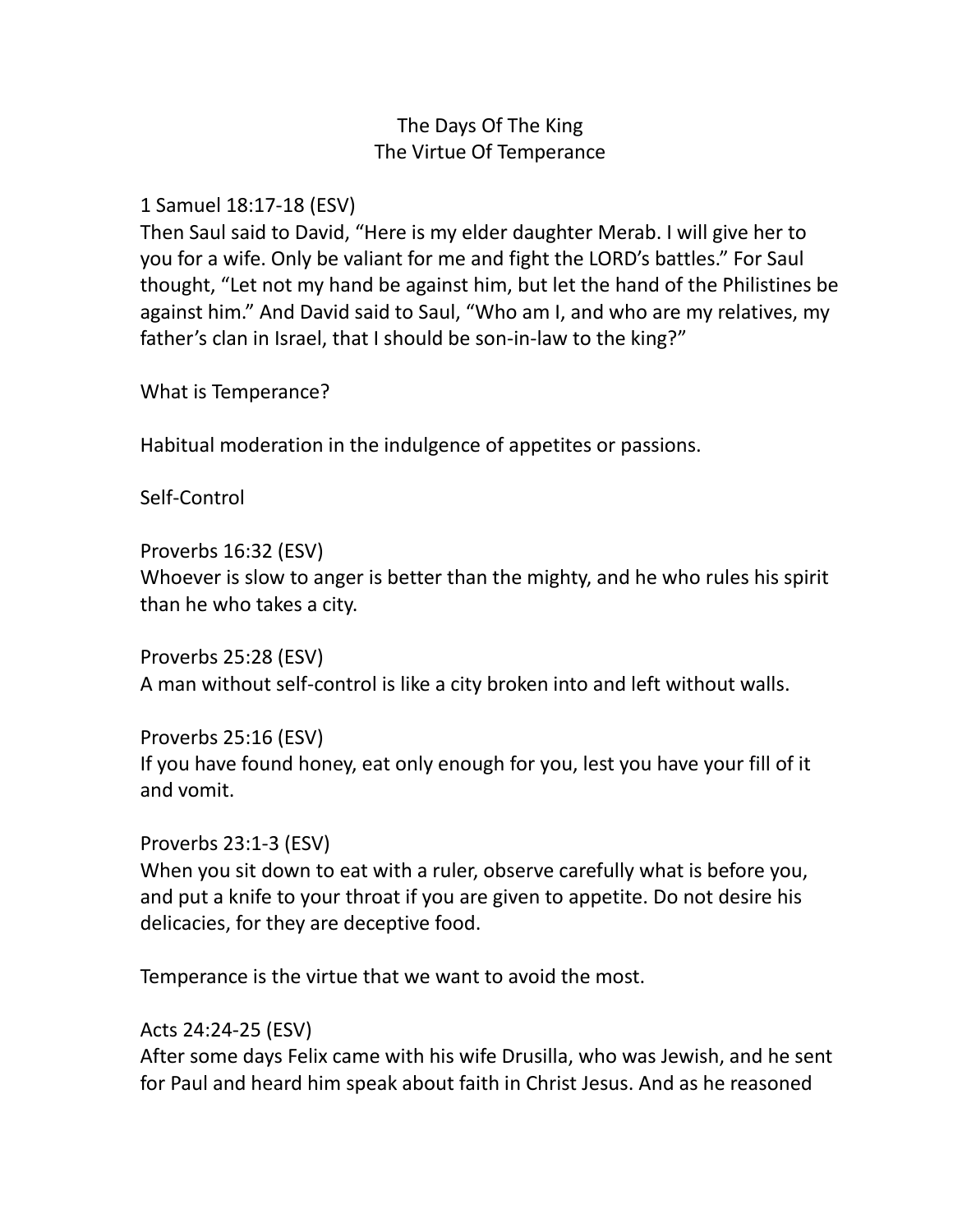# The Days Of The King
## The Virtue Of Temperance

1 Samuel 18:17-18 (ESV)
Then Saul said to David, “Here is my elder daughter Merab. I will give her to you for a wife. Only be valiant for me and fight the LORD’s battles.” For Saul thought, “Let not my hand be against him, but let the hand of the Philistines be against him.” And David said to Saul, “Who am I, and who are my relatives, my father’s clan in Israel, that I should be son-in-law to the king?”

What is Temperance?

Habitual moderation in the indulgence of appetites or passions.

Self-Control

Proverbs 16:32 (ESV)
Whoever is slow to anger is better than the mighty, and he who rules his spirit than he who takes a city.

Proverbs 25:28 (ESV)
A man without self-control is like a city broken into and left without walls.

Proverbs 25:16 (ESV)
If you have found honey, eat only enough for you, lest you have your fill of it and vomit.

Proverbs 23:1-3 (ESV)
When you sit down to eat with a ruler, observe carefully what is before you, and put a knife to your throat if you are given to appetite. Do not desire his delicacies, for they are deceptive food.

Temperance is the virtue that we want to avoid the most.

Acts 24:24-25 (ESV)
After some days Felix came with his wife Drusilla, who was Jewish, and he sent for Paul and heard him speak about faith in Christ Jesus. And as he reasoned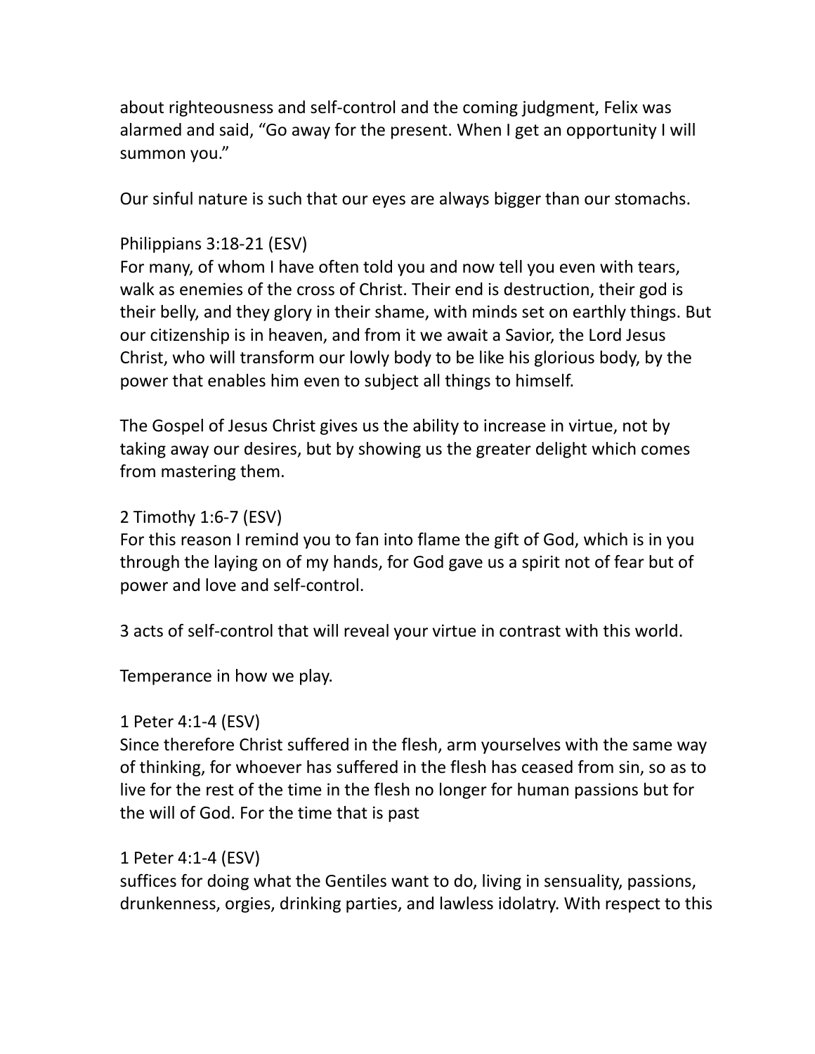about righteousness and self-control and the coming judgment, Felix was alarmed and said, “Go away for the present. When I get an opportunity I will summon you.”

Our sinful nature is such that our eyes are always bigger than our stomachs.

Philippians 3:18-21 (ESV)
For many, of whom I have often told you and now tell you even with tears, walk as enemies of the cross of Christ. Their end is destruction, their god is their belly, and they glory in their shame, with minds set on earthly things. But our citizenship is in heaven, and from it we await a Savior, the Lord Jesus Christ, who will transform our lowly body to be like his glorious body, by the power that enables him even to subject all things to himself.

The Gospel of Jesus Christ gives us the ability to increase in virtue, not by taking away our desires, but by showing us the greater delight which comes from mastering them.

2 Timothy 1:6-7 (ESV)
For this reason I remind you to fan into flame the gift of God, which is in you through the laying on of my hands, for God gave us a spirit not of fear but of power and love and self-control.

3 acts of self-control that will reveal your virtue in contrast with this world.

Temperance in how we play.

1 Peter 4:1-4 (ESV)
Since therefore Christ suffered in the flesh, arm yourselves with the same way of thinking, for whoever has suffered in the flesh has ceased from sin, so as to live for the rest of the time in the flesh no longer for human passions but for the will of God. For the time that is past

1 Peter 4:1-4 (ESV)
suffices for doing what the Gentiles want to do, living in sensuality, passions, drunkenness, orgies, drinking parties, and lawless idolatry. With respect to this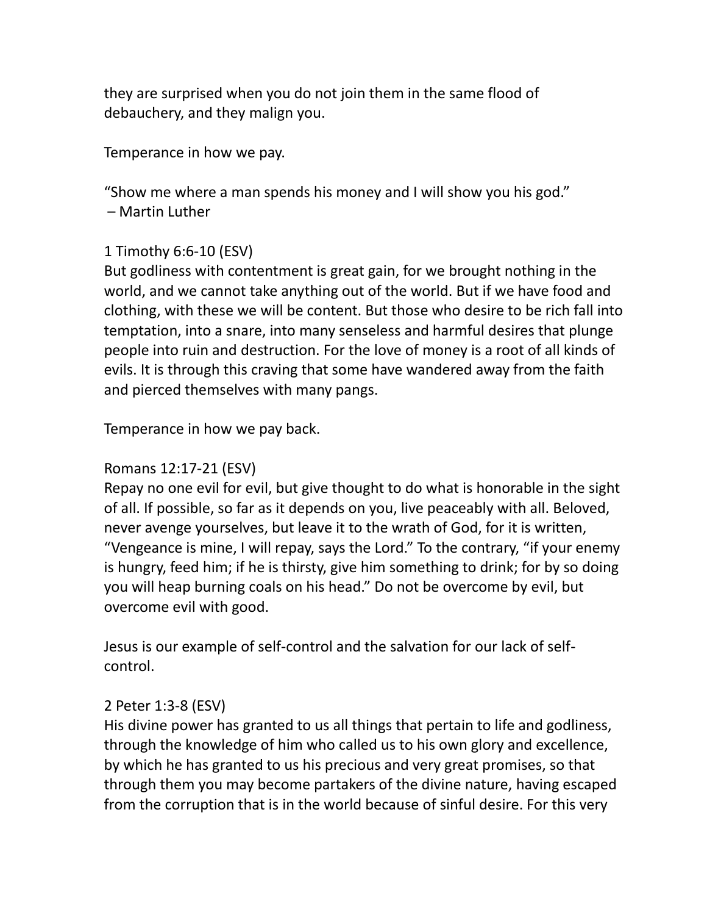they are surprised when you do not join them in the same flood of debauchery, and they malign you.

Temperance in how we pay.

“Show me where a man spends his money and I will show you his god.”
– Martin Luther

1 Timothy 6:6-10 (ESV)
But godliness with contentment is great gain, for we brought nothing in the world, and we cannot take anything out of the world. But if we have food and clothing, with these we will be content. But those who desire to be rich fall into temptation, into a snare, into many senseless and harmful desires that plunge people into ruin and destruction. For the love of money is a root of all kinds of evils. It is through this craving that some have wandered away from the faith and pierced themselves with many pangs.

Temperance in how we pay back.

Romans 12:17-21 (ESV)
Repay no one evil for evil, but give thought to do what is honorable in the sight of all. If possible, so far as it depends on you, live peaceably with all. Beloved, never avenge yourselves, but leave it to the wrath of God, for it is written, “Vengeance is mine, I will repay, says the Lord.” To the contrary, “if your enemy is hungry, feed him; if he is thirsty, give him something to drink; for by so doing you will heap burning coals on his head.” Do not be overcome by evil, but overcome evil with good.

Jesus is our example of self-control and the salvation for our lack of self-control.

2 Peter 1:3-8 (ESV)
His divine power has granted to us all things that pertain to life and godliness, through the knowledge of him who called us to his own glory and excellence, by which he has granted to us his precious and very great promises, so that through them you may become partakers of the divine nature, having escaped from the corruption that is in the world because of sinful desire. For this very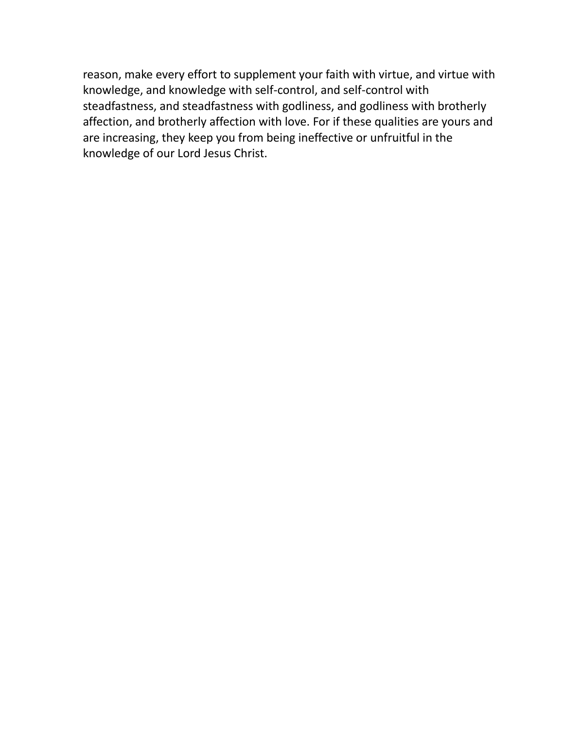reason, make every effort to supplement your faith with virtue, and virtue with knowledge, and knowledge with self-control, and self-control with steadfastness, and steadfastness with godliness, and godliness with brotherly affection, and brotherly affection with love. For if these qualities are yours and are increasing, they keep you from being ineffective or unfruitful in the knowledge of our Lord Jesus Christ.